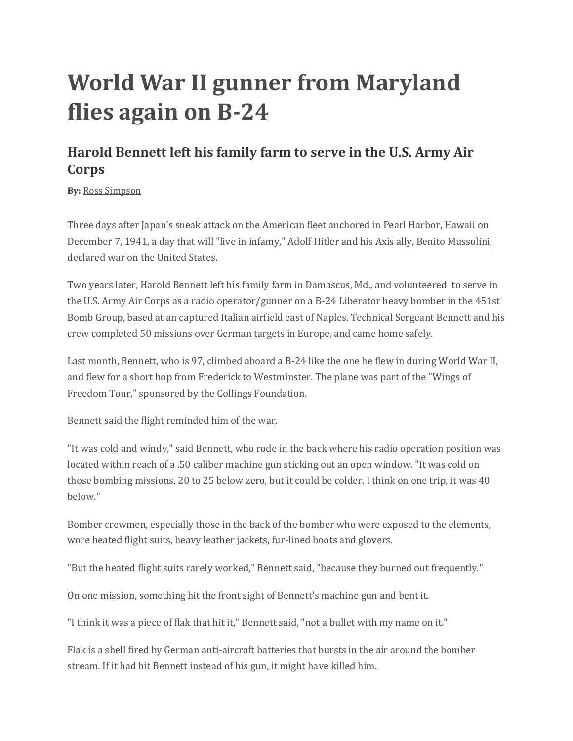# World War II gunner from Maryland flies again on B-24

## Harold Bennett left his family farm to serve in the U.S. Army Air Corps

**By:** Ross Simpson

Three days after Japan's sneak attack on the American fleet anchored in Pearl Harbor, Hawaii on December 7, 1941, a day that will "live in infamy," Adolf Hitler and his Axis ally, Benito Mussolini, declared war on the United States.

Two years later, Harold Bennett left his family farm in Damascus, Md., and volunteered to serve in the U.S. Army Air Corps as a radio operator/gunner on a B-24 Liberator heavy bomber in the 451st Bomb Group, based at an captured Italian airfield east of Naples. Technical Sergeant Bennett and his crew completed 50 missions over German targets in Europe, and came home safely.

Last month, Bennett, who is 97, climbed aboard a B-24 like the one he flew in during World War II, and flew for a short hop from Frederick to Westminster. The plane was part of the "Wings of Freedom Tour," sponsored by the Collings Foundation.

Bennett said the flight reminded him of the war.

"It was cold and windy," said Bennett, who rode in the back where his radio operation position was located within reach of a .50 caliber machine gun sticking out an open window. "It was cold on those bombing missions, 20 to 25 below zero, but it could be colder. I think on one trip, it was 40 below."

Bomber crewmen, especially those in the back of the bomber who were exposed to the elements, wore heated flight suits, heavy leather jackets, fur-lined boots and glovers.

"But the heated flight suits rarely worked," Bennett said, "because they burned out frequently."

On one mission, something hit the front sight of Bennett's machine gun and bent it.

"I think it was a piece of flak that hit it," Bennett said, "not a bullet with my name on it."

Flak is a shell fired by German anti-aircraft batteries that bursts in the air around the bomber stream. If it had hit Bennett instead of his gun, it might have killed him.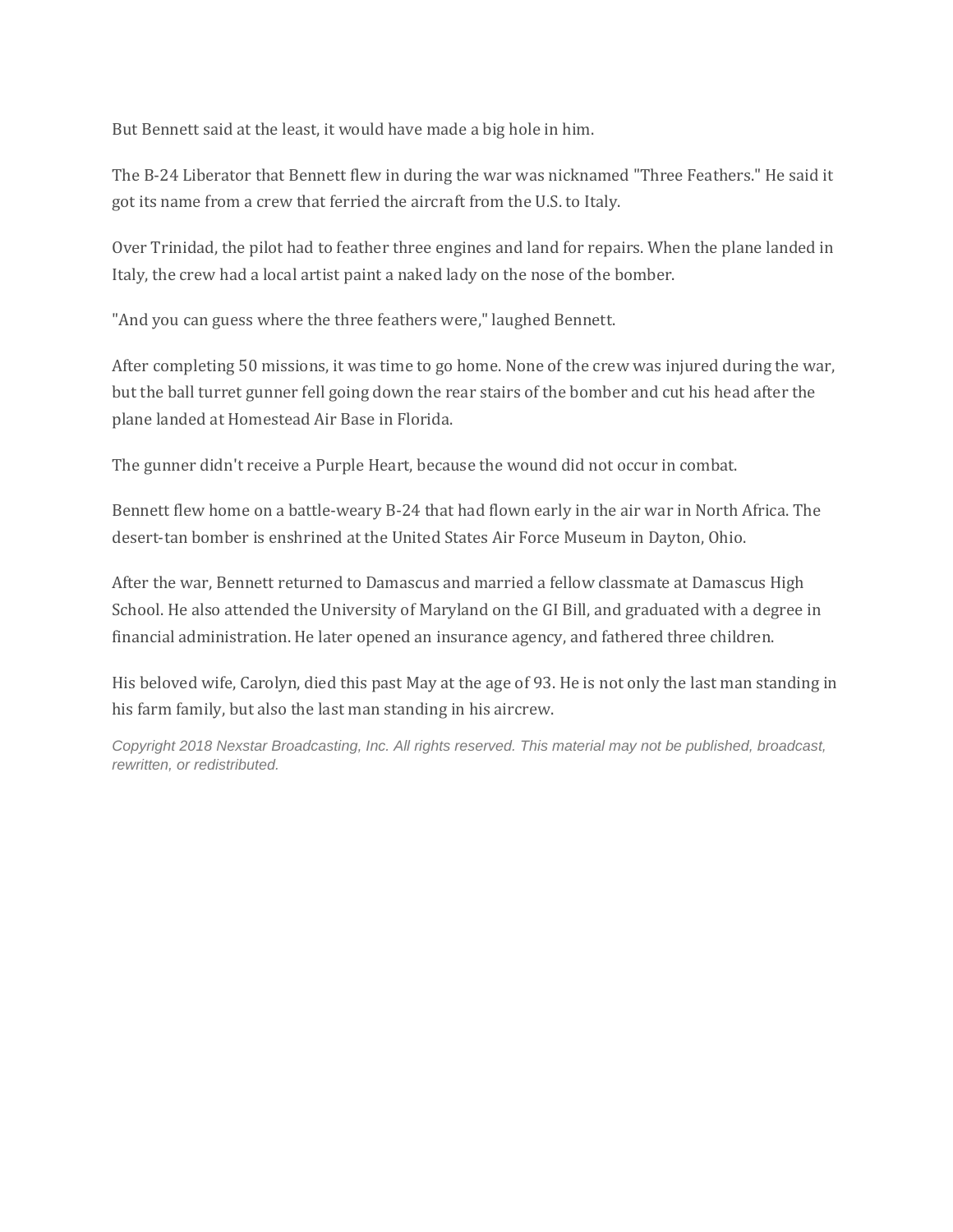But Bennett said at the least, it would have made a big hole in him.

The B-24 Liberator that Bennett flew in during the war was nicknamed "Three Feathers." He said it got its name from a crew that ferried the aircraft from the U.S. to Italy.

Over Trinidad, the pilot had to feather three engines and land for repairs. When the plane landed in Italy, the crew had a local artist paint a naked lady on the nose of the bomber.

"And you can guess where the three feathers were," laughed Bennett.

After completing 50 missions, it was time to go home. None of the crew was injured during the war, but the ball turret gunner fell going down the rear stairs of the bomber and cut his head after the plane landed at Homestead Air Base in Florida.

The gunner didn't receive a Purple Heart, because the wound did not occur in combat.

Bennett flew home on a battle-weary B-24 that had flown early in the air war in North Africa. The desert-tan bomber is enshrined at the United States Air Force Museum in Dayton, Ohio.

After the war, Bennett returned to Damascus and married a fellow classmate at Damascus High School. He also attended the University of Maryland on the GI Bill, and graduated with a degree in financial administration. He later opened an insurance agency, and fathered three children.

His beloved wife, Carolyn, died this past May at the age of 93. He is not only the last man standing in his farm family, but also the last man standing in his aircrew.

*Copyright 2018 Nexstar Broadcasting, Inc. All rights reserved. This material may not be published, broadcast, rewritten, or redistributed.*